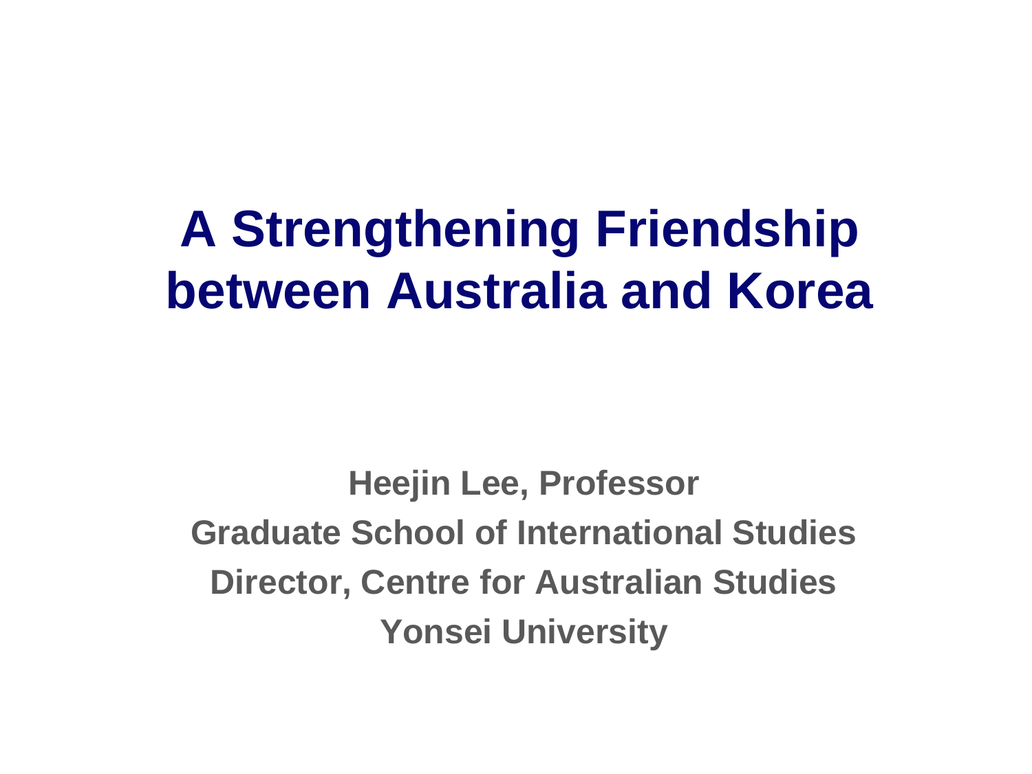# A Strengthening Friendship between Australia and Korea

**Heejin Lee, Professor**

**Graduate School of International Studies**

**Director, Centre for Australian Studies**

**Yonsei University**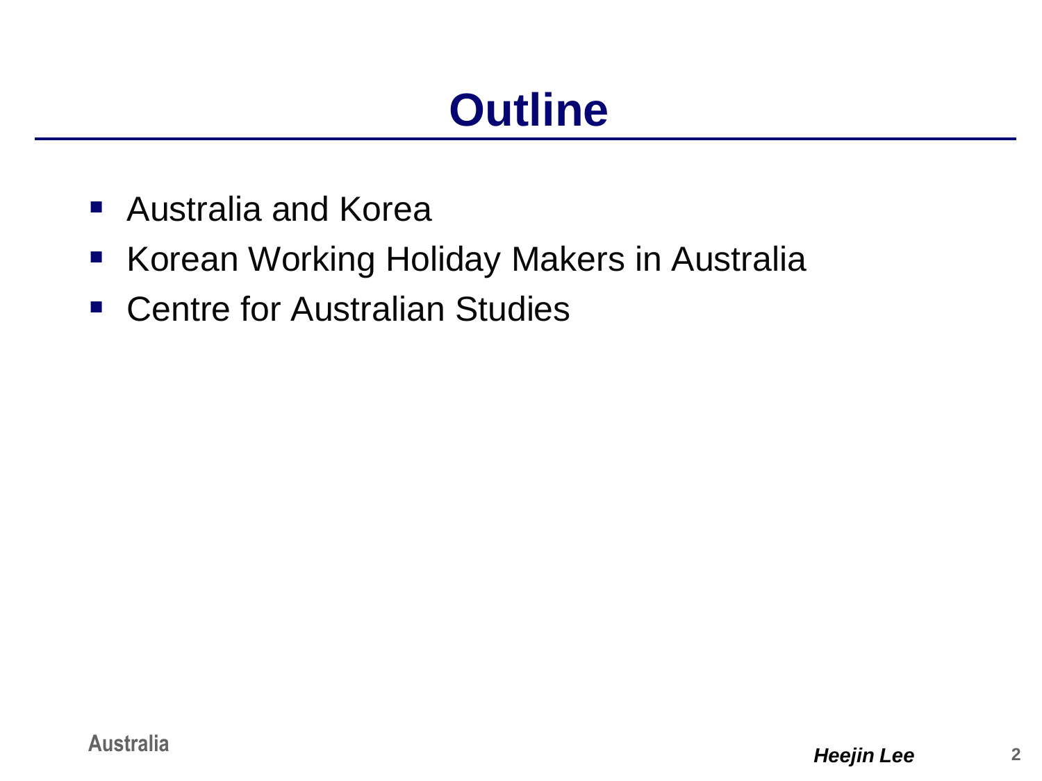# Outline

- Australia and Korea
- Korean Working Holiday Makers in Australia
- Centre for Australian Studies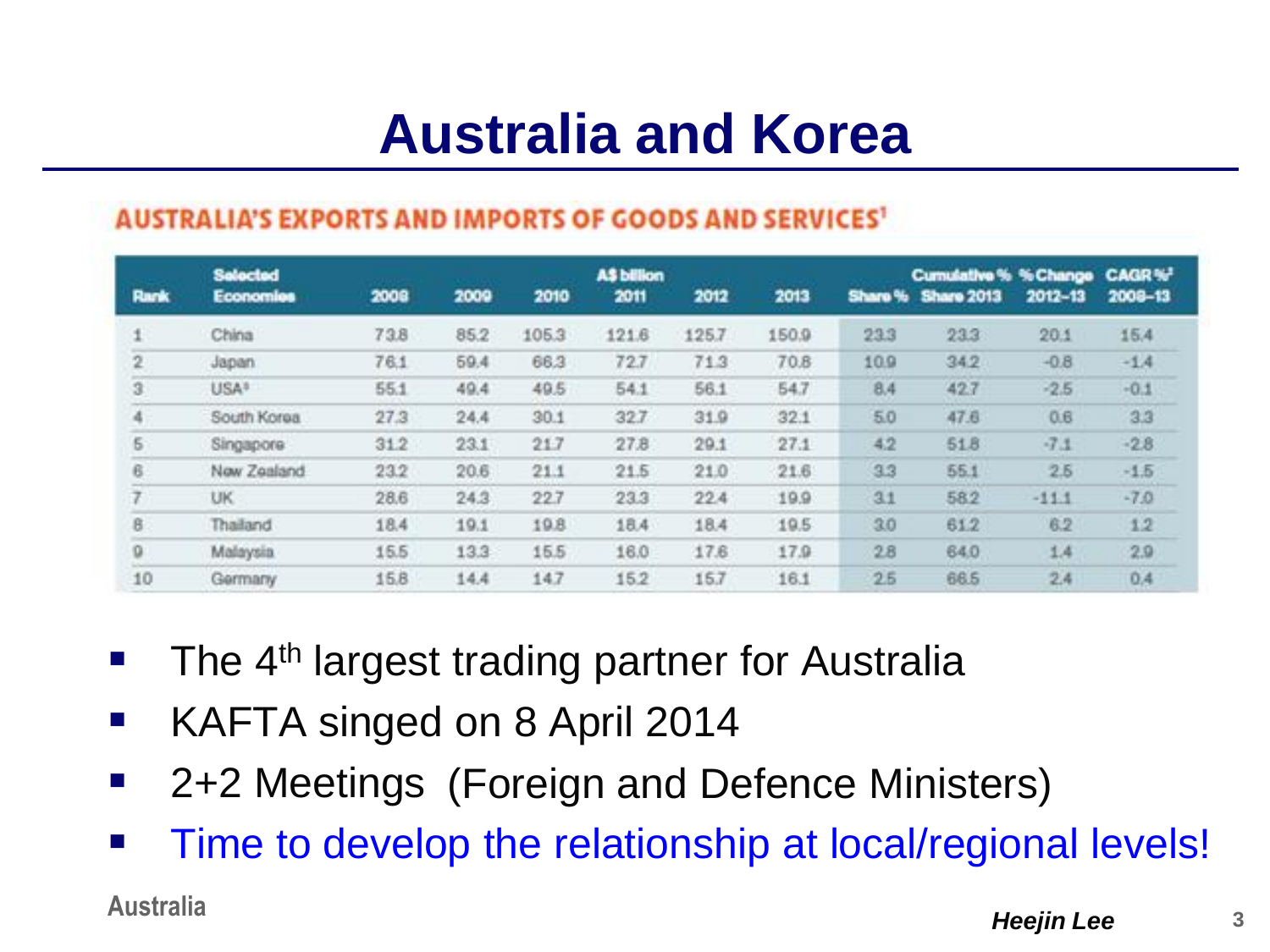# Australia and Korea

## AUSTRALIA'S EXPORTS AND IMPORTS OF GOODS AND SERVICES[1]

| Rank | Selected Economies | 2008 | 2009 | 2010 | A$ billion 2011 | 2012 | 2013 | Share % | Cumulative % Share 2013 | % Change 2012–13 | CAGR %[2] 2008–13 |
|---|---|---|---|---|---|---|---|---|---|---|---|
| 1 | China | 73.8 | 85.2 | 105.3 | 121.6 | 125.7 | 150.9 | 23.3 | 23.3 | 20.1 | 15.4 |
| 2 | Japan | 76.1 | 59.4 | 66.3 | 72.7 | 71.3 | 70.8 | 10.9 | 34.2 | -0.8 | -1.4 |
| 3 | USA[3] | 55.1 | 49.4 | 49.5 | 54.1 | 56.1 | 54.7 | 8.4 | 42.7 | -2.5 | -0.1 |
| 4 | South Korea | 27.3 | 24.4 | 30.1 | 32.7 | 31.9 | 32.1 | 5.0 | 47.6 | 0.6 | 3.3 |
| 5 | Singapore | 31.2 | 23.1 | 21.7 | 27.8 | 29.1 | 27.1 | 4.2 | 51.8 | -7.1 | -2.8 |
| 6 | New Zealand | 23.2 | 20.6 | 21.1 | 21.5 | 21.0 | 21.6 | 3.3 | 55.1 | 2.5 | -1.5 |
| 7 | UK | 28.6 | 24.3 | 22.7 | 23.3 | 22.4 | 19.9 | 3.1 | 58.2 | -11.1 | -7.0 |
| 8 | Thailand | 18.4 | 19.1 | 19.8 | 18.4 | 18.4 | 19.5 | 3.0 | 61.2 | 6.2 | 1.2 |
| 9 | Malaysia | 15.5 | 13.3 | 15.5 | 16.0 | 17.6 | 17.9 | 2.8 | 64.0 | 1.4 | 2.9 |
| 10 | Germany | 15.8 | 14.4 | 14.7 | 15.2 | 15.7 | 16.1 | 2.5 | 66.5 | 2.4 | 0.4 |

- The 4th largest trading partner for Australia
- KAFTA singed on 8 April 2014
- 2+2 Meetings (Foreign and Defence Ministers)
- Time to develop the relationship at local/regional levels!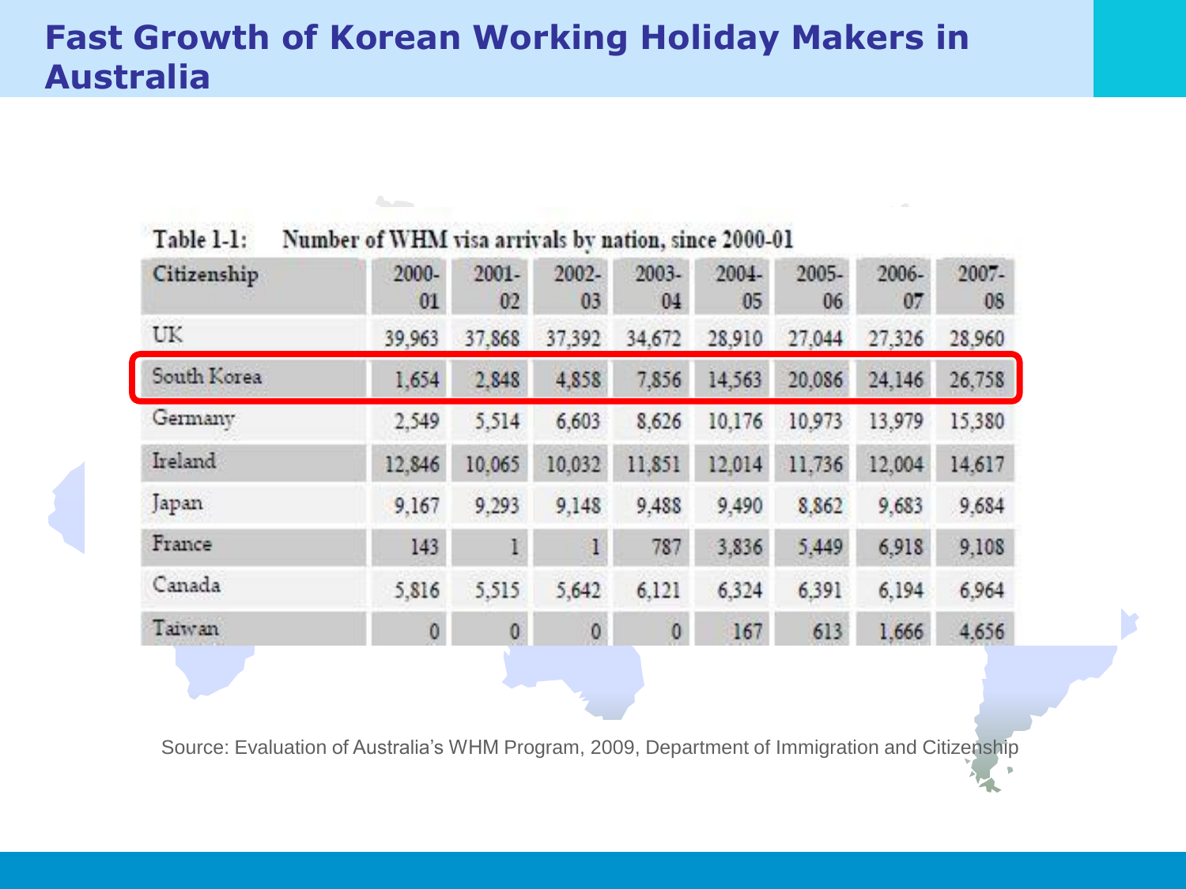# Fast Growth of Korean Working Holiday Makers in Australia

Table 1-1: Number of WHM visa arrivals by nation, since 2000-01

| Citizenship | 2000-01 | 2001-02 | 2002-03 | 2003-04 | 2004-05 | 2005-06 | 2006-07 | 2007-08 |
|---|---|---|---|---|---|---|---|---|
| UK | 39,963 | 37,868 | 37,392 | 34,672 | 28,910 | 27,044 | 27,326 | 28,960 |
| South Korea | 1,654 | 2,848 | 4,858 | 7,856 | 14,563 | 20,086 | 24,146 | 26,758 |
| Germany | 2,549 | 5,514 | 6,603 | 8,626 | 10,176 | 10,973 | 13,979 | 15,380 |
| Ireland | 12,846 | 10,065 | 10,032 | 11,851 | 12,014 | 11,736 | 12,004 | 14,617 |
| Japan | 9,167 | 9,293 | 9,148 | 9,488 | 9,490 | 8,862 | 9,683 | 9,684 |
| France | 143 | 1 | 1 | 787 | 3,836 | 5,449 | 6,918 | 9,108 |
| Canada | 5,816 | 5,515 | 5,642 | 6,121 | 6,324 | 6,391 | 6,194 | 6,964 |
| Taiwan | 0 | 0 | 0 | 0 | 167 | 613 | 1,666 | 4,656 |

Source: Evaluation of Australia's WHM Program, 2009, Department of Immigration and Citizenship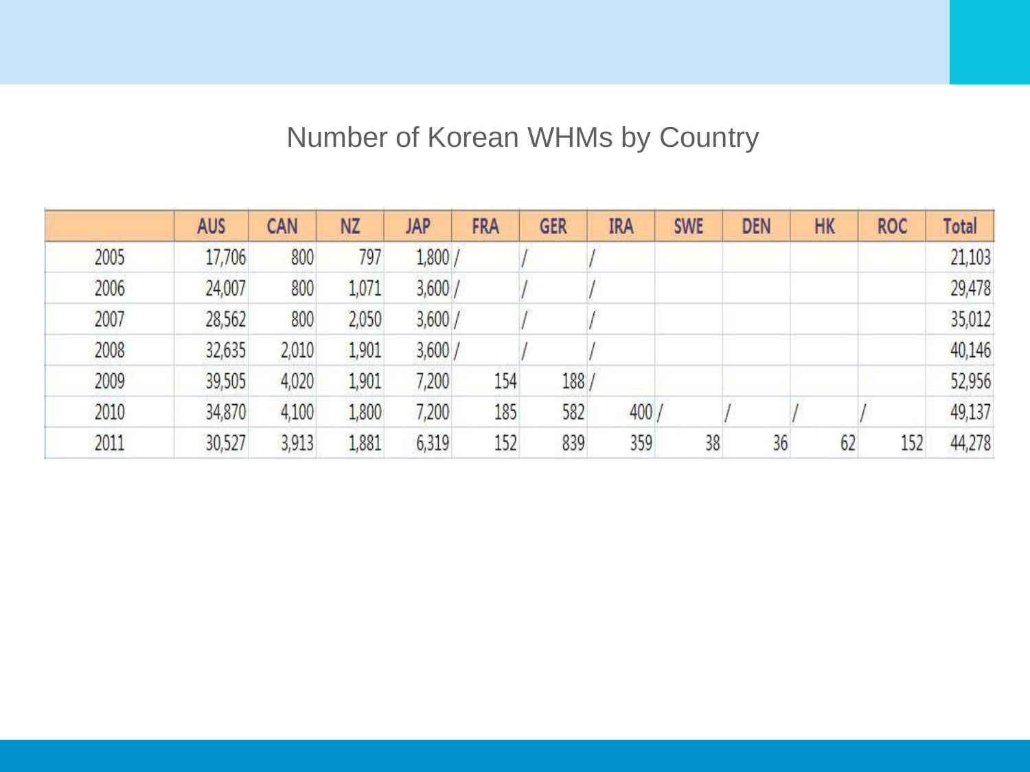## Number of Korean WHMs by Country

| | AUS | CAN | NZ | JAP | FRA | GER | IRA | SWE | DEN | HK | ROC | Total |
|---|---|---|---|---|---|---|---|---|---|---|---|---|
| 2005 | 17,706 | 800 | 797 | 1,800 | / | / | / | | | | | 21,103 |
| 2006 | 24,007 | 800 | 1,071 | 3,600 | / | / | / | | | | | 29,478 |
| 2007 | 28,562 | 800 | 2,050 | 3,600 | / | / | / | | | | | 35,012 |
| 2008 | 32,635 | 2,010 | 1,901 | 3,600 | / | / | / | | | | | 40,146 |
| 2009 | 39,505 | 4,020 | 1,901 | 7,200 | 154 | 188 | / | | | | | 52,956 |
| 2010 | 34,870 | 4,100 | 1,800 | 7,200 | 185 | 582 | 400 | / | / | / | / | 49,137 |
| 2011 | 30,527 | 3,913 | 1,881 | 6,319 | 152 | 839 | 359 | 38 | 36 | 62 | 152 | 44,278 |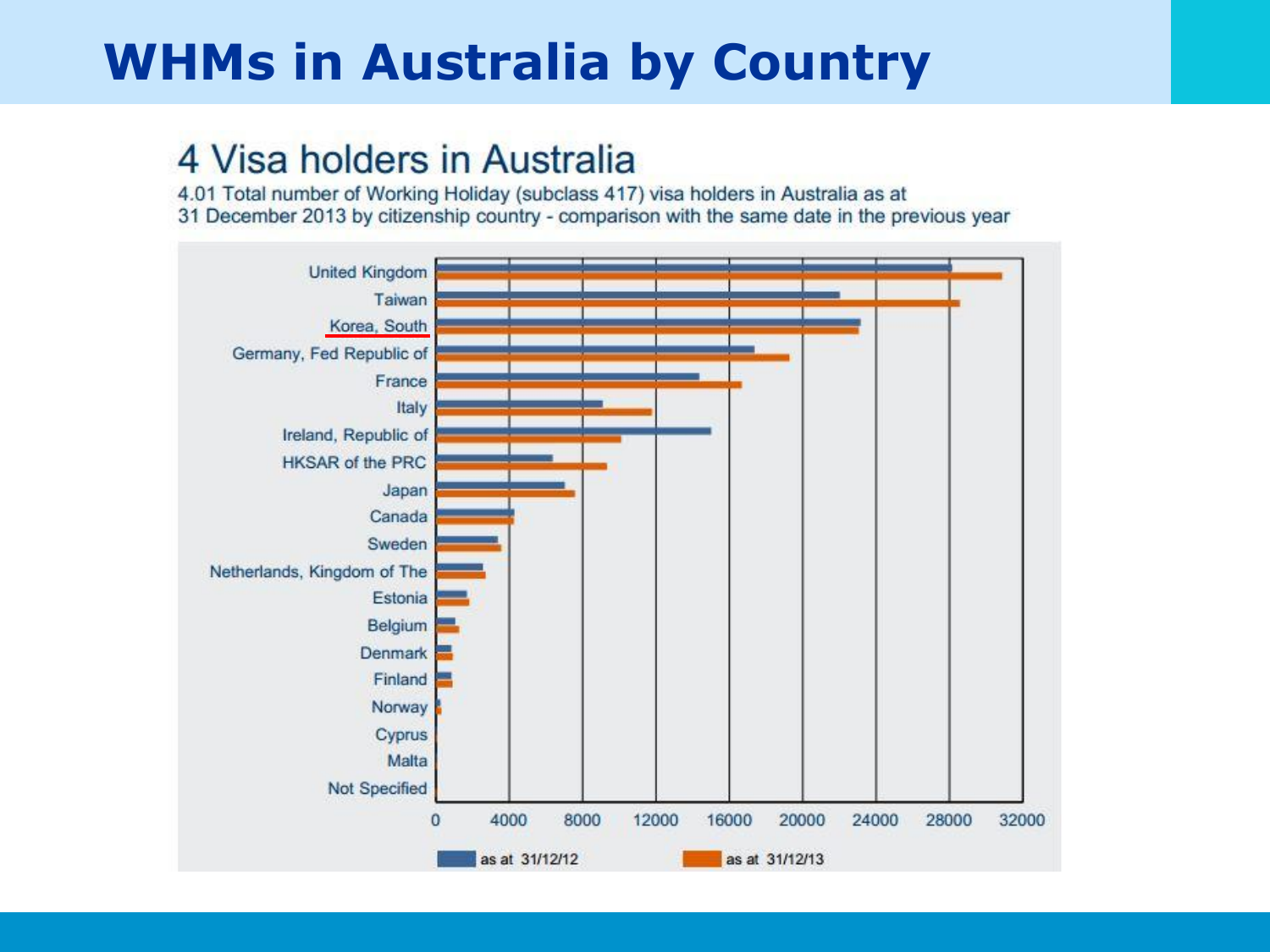# WHMs in Australia by Country

## 4 Visa holders in Australia

4.01 Total number of Working Holiday (subclass 417) visa holders in Australia as at 31 December 2013 by citizenship country - comparison with the same date in the previous year

United Kingdom
Taiwan
Korea, South
Germany, Fed Republic of
France
Italy
Ireland, Republic of
HKSAR of the PRC
Japan
Canada
Sweden
Netherlands, Kingdom of The
Estonia
Belgium
Denmark
Finland
Norway
Cyprus
Malta
Not Specified

0 4000 8000 12000 16000 20000 24000 28000 32000

as at 31/12/12 — as at 31/12/13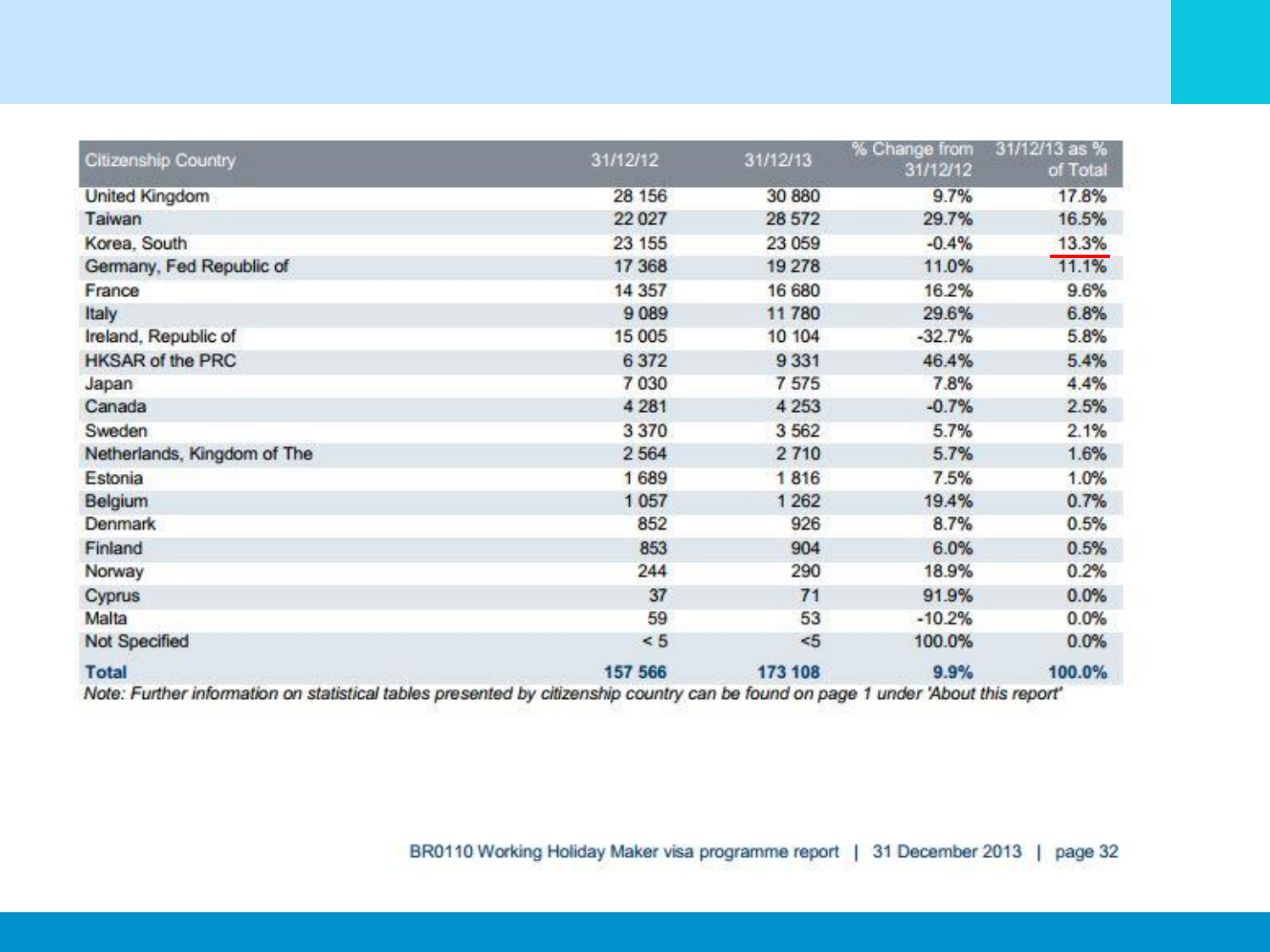| Citizenship Country | 31/12/12 | 31/12/13 | % Change from 31/12/12 | 31/12/13 as % of Total |
|---|---|---|---|---|
| United Kingdom | 28 156 | 30 880 | 9.7% | 17.8% |
| Taiwan | 22 027 | 28 572 | 29.7% | 16.5% |
| Korea, South | 23 155 | 23 059 | -0.4% | 13.3% |
| Germany, Fed Republic of | 17 368 | 19 278 | 11.0% | 11.1% |
| France | 14 357 | 16 680 | 16.2% | 9.6% |
| Italy | 9 089 | 11 780 | 29.6% | 6.8% |
| Ireland, Republic of | 15 005 | 10 104 | -32.7% | 5.8% |
| HKSAR of the PRC | 6 372 | 9 331 | 46.4% | 5.4% |
| Japan | 7 030 | 7 575 | 7.8% | 4.4% |
| Canada | 4 281 | 4 253 | -0.7% | 2.5% |
| Sweden | 3 370 | 3 562 | 5.7% | 2.1% |
| Netherlands, Kingdom of The | 2 564 | 2 710 | 5.7% | 1.6% |
| Estonia | 1 689 | 1 816 | 7.5% | 1.0% |
| Belgium | 1 057 | 1 262 | 19.4% | 0.7% |
| Denmark | 852 | 926 | 8.7% | 0.5% |
| Finland | 853 | 904 | 6.0% | 0.5% |
| Norway | 244 | 290 | 18.9% | 0.2% |
| Cyprus | 37 | 71 | 91.9% | 0.0% |
| Malta | 59 | 53 | -10.2% | 0.0% |
| Not Specified | < 5 | <5 | 100.0% | 0.0% |
| **Total** | **157 566** | **173 108** | **9.9%** | **100.0%** |

*Note: Further information on statistical tables presented by citizenship country can be found on page 1 under 'About this report'*

BR0110 Working Holiday Maker visa programme report | 31 December 2013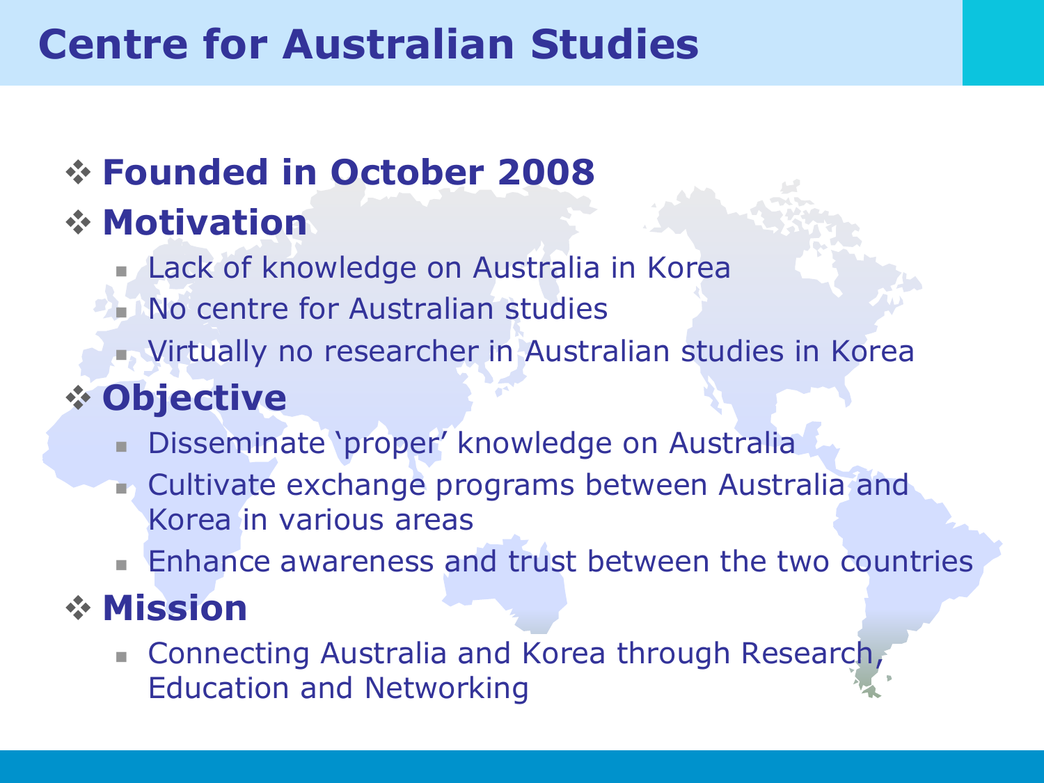# Centre for Australian Studies

- **Founded in October 2008**
- **Motivation**
  - Lack of knowledge on Australia in Korea
  - No centre for Australian studies
  - Virtually no researcher in Australian studies in Korea
- **Objective**
  - Disseminate 'proper' knowledge on Australia
  - Cultivate exchange programs between Australia and Korea in various areas
  - Enhance awareness and trust between the two countries
- **Mission**
  - Connecting Australia and Korea through Research, Education and Networking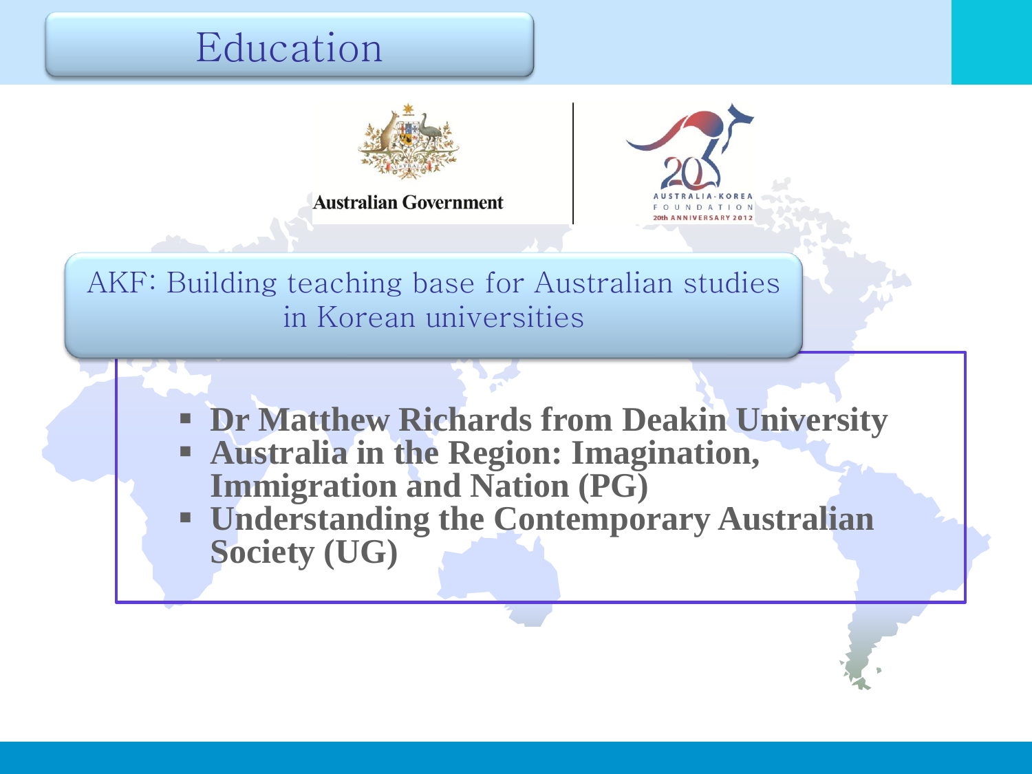# Education

Australian Government

AUSTRALIA-KOREA FOUNDATION 20th ANNIVERSARY 2012

## AKF: Building teaching base for Australian studies in Korean universities

- **Dr Matthew Richards from Deakin University**
- **Australia in the Region: Imagination, Immigration and Nation (PG)**
- **Understanding the Contemporary Australian Society (UG)**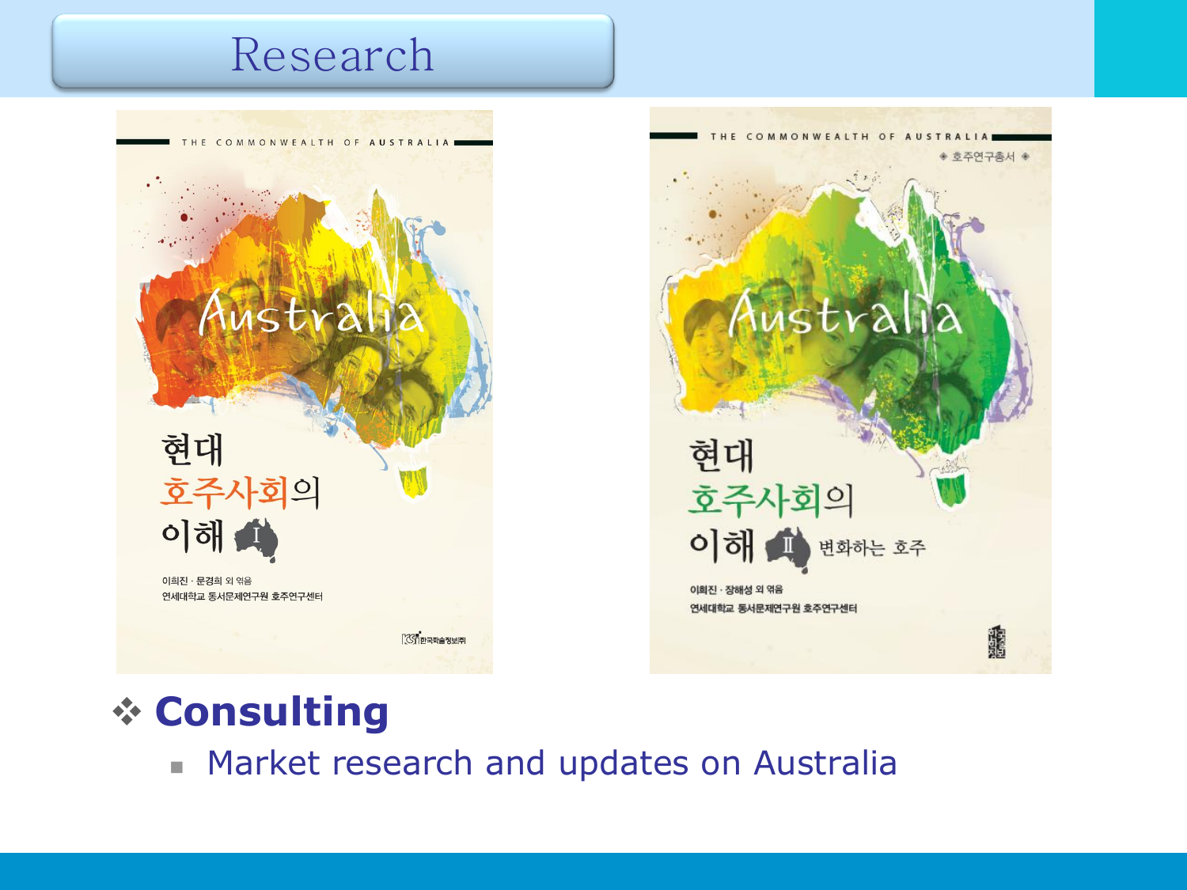# Research

THE COMMONWEALTH OF AUSTRALIA

Australia

현대
호주사회의
이해 I

이희진 · 문경희 외 엮음
연세대학교 동서문제연구원 호주연구센터

THE COMMONWEALTH OF AUSTRALIA
◈ 호주연구총서 ◈

Australia

현대
호주사회의
이해 II 변화하는 호주

이희진 · 장해성 외 엮음
연세대학교 동서문제연구원 호주연구센터

## ❖ Consulting

- Market research and updates on Australia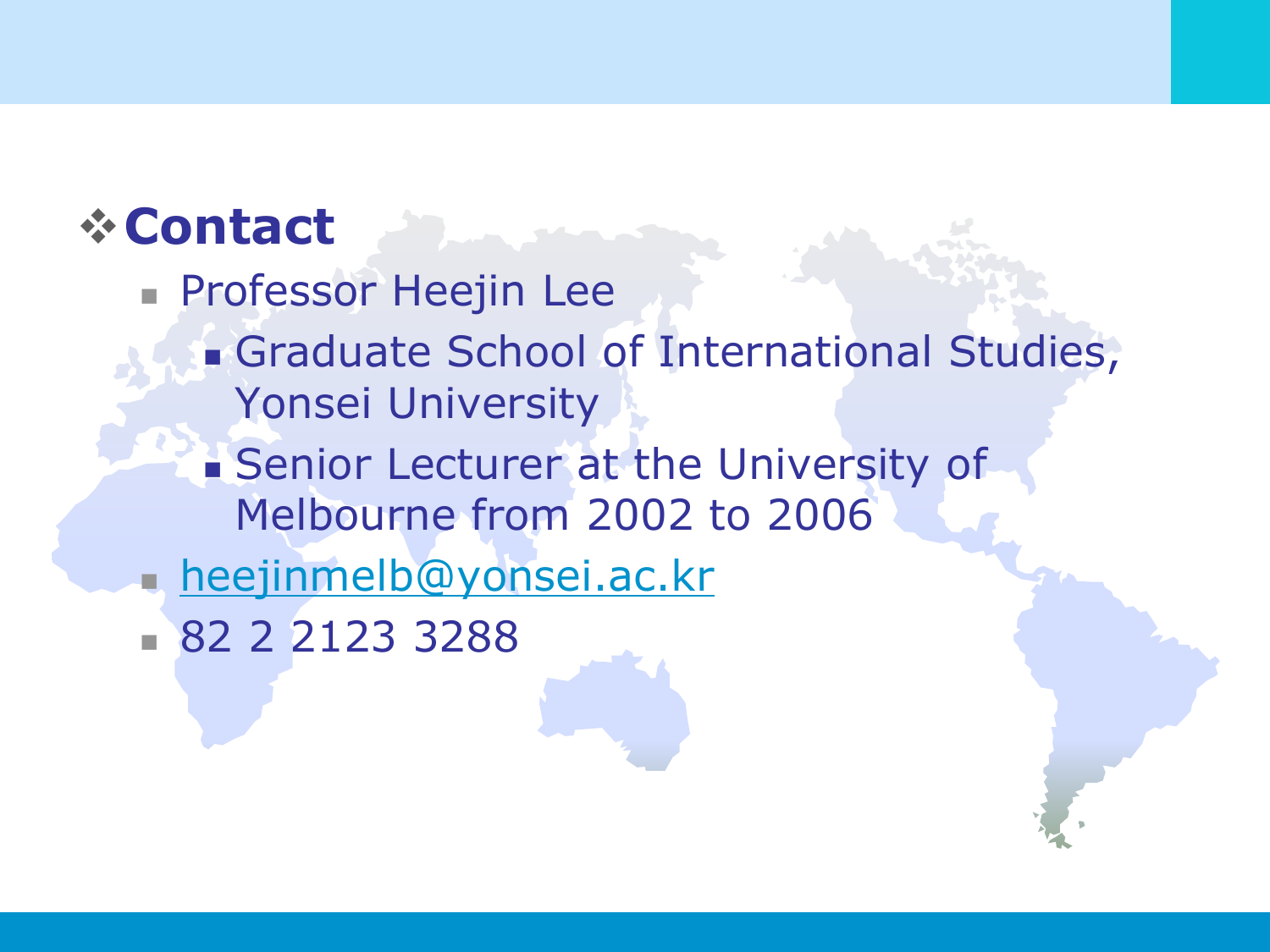## Contact

- Professor Heejin Lee
  - Graduate School of International Studies, Yonsei University
  - Senior Lecturer at the University of Melbourne from 2002 to 2006
- heejinmelb@yonsei.ac.kr
- 82 2 2123 3288